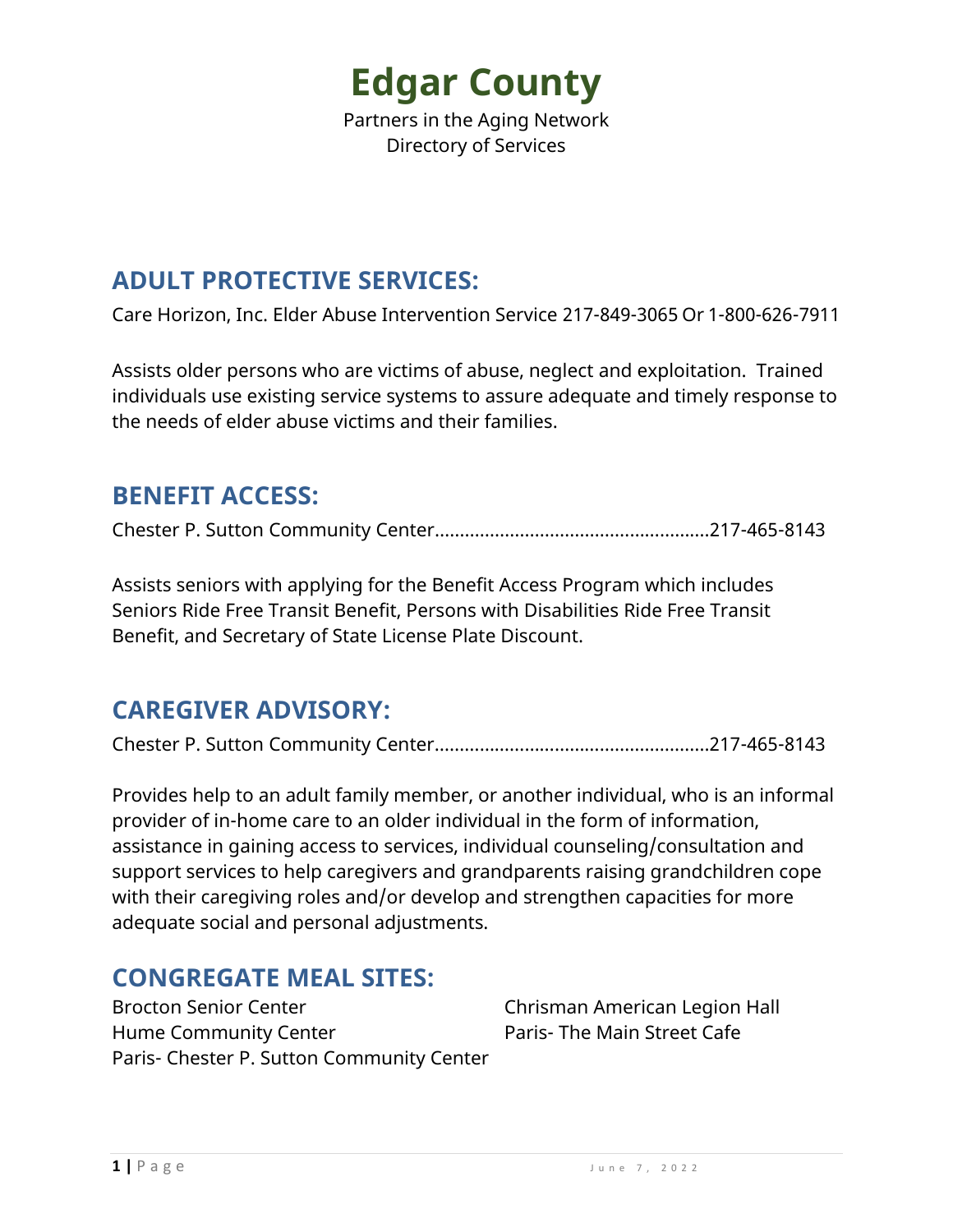# Edgar County

Partners in the Aging Network
Directory of Services

## ADULT PROTECTIVE SERVICES:

Care Horizon, Inc. Elder Abuse Intervention Service 217-849-3065 Or 1-800-626-7911

Assists older persons who are victims of abuse, neglect and exploitation. Trained individuals use existing service systems to assure adequate and timely response to the needs of elder abuse victims and their families.

## BENEFIT ACCESS:

Chester P. Sutton Community Center......................................................217-465-8143

Assists seniors with applying for the Benefit Access Program which includes Seniors Ride Free Transit Benefit, Persons with Disabilities Ride Free Transit Benefit, and Secretary of State License Plate Discount.

## CAREGIVER ADVISORY:

Chester P. Sutton Community Center......................................................217-465-8143

Provides help to an adult family member, or another individual, who is an informal provider of in-home care to an older individual in the form of information, assistance in gaining access to services, individual counseling/consultation and support services to help caregivers and grandparents raising grandchildren cope with their caregiving roles and/or develop and strengthen capacities for more adequate social and personal adjustments.

## CONGREGATE MEAL SITES:

Brocton Senior Center
Hume Community Center
Paris- Chester P. Sutton Community Center
Chrisman American Legion Hall
Paris- The Main Street Cafe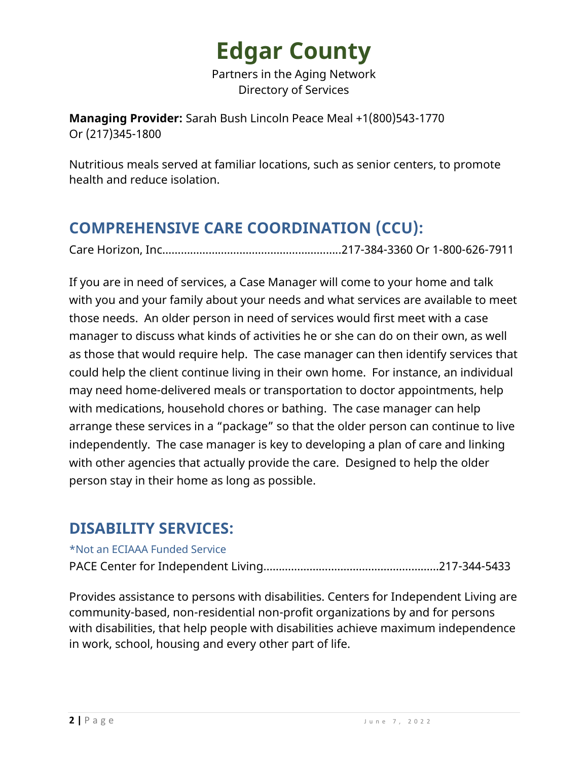# Edgar County

Partners in the Aging Network
Directory of Services

**Managing Provider:** Sarah Bush Lincoln Peace Meal +1(800)543-1770
Or (217)345-1800

Nutritious meals served at familiar locations, such as senior centers, to promote health and reduce isolation.

## COMPREHENSIVE CARE COORDINATION (CCU):

Care Horizon, Inc.........................................................217-384-3360 Or 1-800-626-7911

If you are in need of services, a Case Manager will come to your home and talk with you and your family about your needs and what services are available to meet those needs. An older person in need of services would first meet with a case manager to discuss what kinds of activities he or she can do on their own, as well as those that would require help. The case manager can then identify services that could help the client continue living in their own home. For instance, an individual may need home-delivered meals or transportation to doctor appointments, help with medications, household chores or bathing. The case manager can help arrange these services in a "package" so that the older person can continue to live independently. The case manager is key to developing a plan of care and linking with other agencies that actually provide the care. Designed to help the older person stay in their home as long as possible.

## DISABILITY SERVICES:

*Not an ECIAAA Funded Service

PACE Center for Independent Living.........................................................217-344-5433

Provides assistance to persons with disabilities. Centers for Independent Living are community-based, non-residential non-profit organizations by and for persons with disabilities, that help people with disabilities achieve maximum independence in work, school, housing and every other part of life.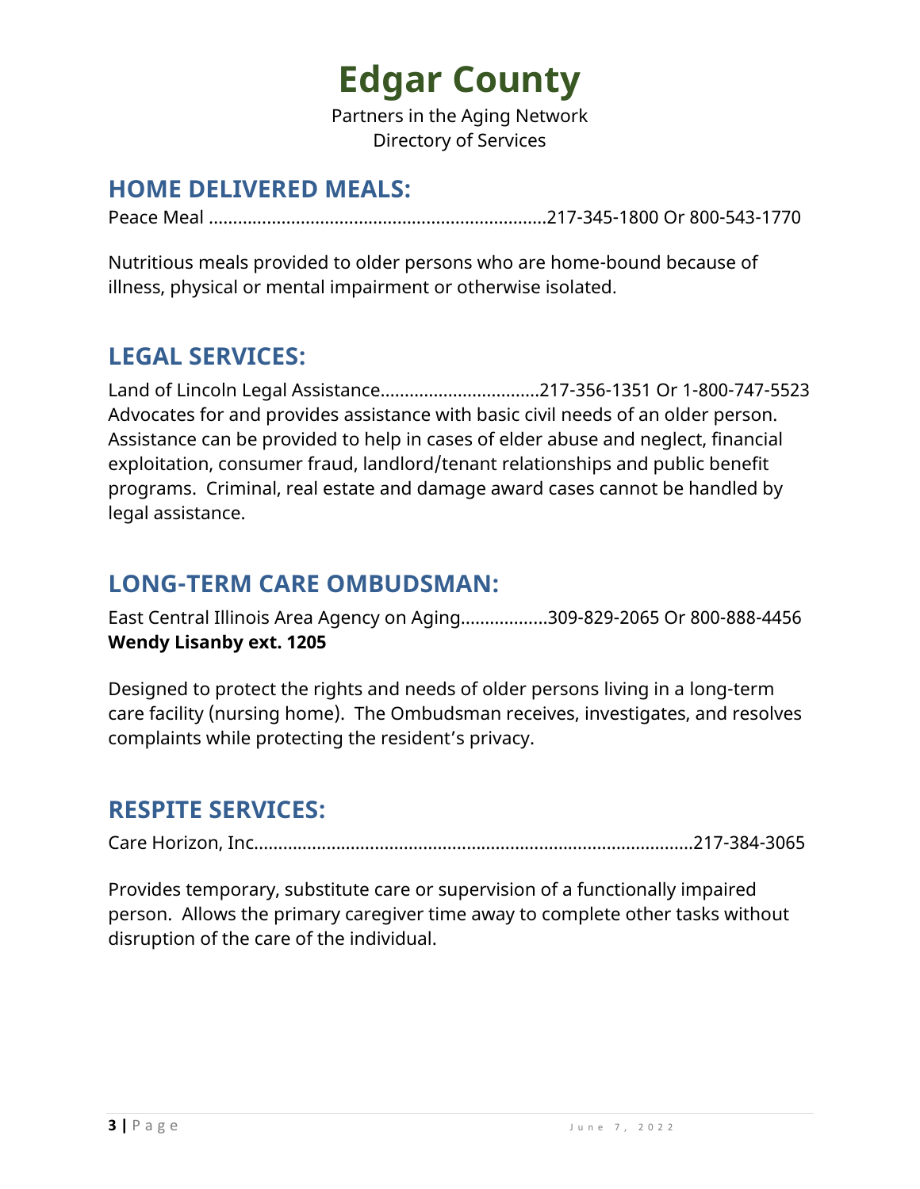# Edgar County

Partners in the Aging Network
Directory of Services

## HOME DELIVERED MEALS:

Peace Meal ....................................................................217-345-1800 Or 800-543-1770

Nutritious meals provided to older persons who are home-bound because of illness, physical or mental impairment or otherwise isolated.

## LEGAL SERVICES:

Land of Lincoln Legal Assistance................................217-356-1351 Or 1-800-747-5523
Advocates for and provides assistance with basic civil needs of an older person. Assistance can be provided to help in cases of elder abuse and neglect, financial exploitation, consumer fraud, landlord/tenant relationships and public benefit programs. Criminal, real estate and damage award cases cannot be handled by legal assistance.

## LONG-TERM CARE OMBUDSMAN:

East Central Illinois Area Agency on Aging.................309-829-2065 Or 800-888-4456
**Wendy Lisanby ext. 1205**

Designed to protect the rights and needs of older persons living in a long-term care facility (nursing home). The Ombudsman receives, investigates, and resolves complaints while protecting the resident's privacy.

## RESPITE SERVICES:

Care Horizon, Inc...........................................................................................217-384-3065

Provides temporary, substitute care or supervision of a functionally impaired person. Allows the primary caregiver time away to complete other tasks without disruption of the care of the individual.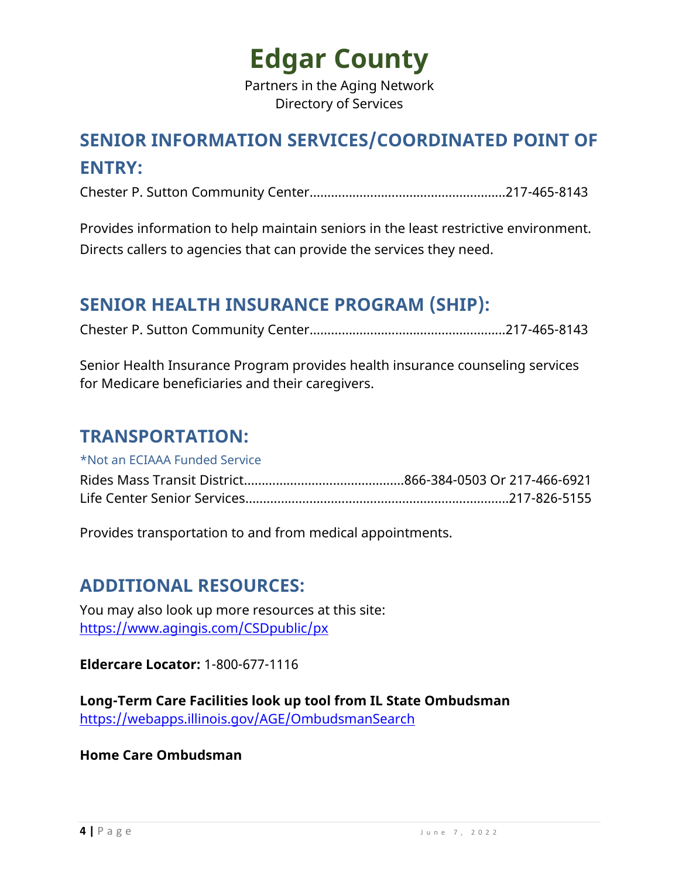# Edgar County

Partners in the Aging Network
Directory of Services

## SENIOR INFORMATION SERVICES/COORDINATED POINT OF ENTRY:

Chester P. Sutton Community Center......................................................217-465-8143

Provides information to help maintain seniors in the least restrictive environment. Directs callers to agencies that can provide the services they need.

## SENIOR HEALTH INSURANCE PROGRAM (SHIP):

Chester P. Sutton Community Center......................................................217-465-8143

Senior Health Insurance Program provides health insurance counseling services for Medicare beneficiaries and their caregivers.

## TRANSPORTATION:

*Not an ECIAAA Funded Service

Rides Mass Transit District............................................866-384-0503 Or 217-466-6921
Life Center Senior Services.........................................................................217-826-5155

Provides transportation to and from medical appointments.

## ADDITIONAL RESOURCES:

You may also look up more resources at this site:
https://www.agingis.com/CSDpublic/px

**Eldercare Locator:** 1-800-677-1116

**Long-Term Care Facilities look up tool from IL State Ombudsman**
https://webapps.illinois.gov/AGE/OmbudsmanSearch

**Home Care Ombudsman**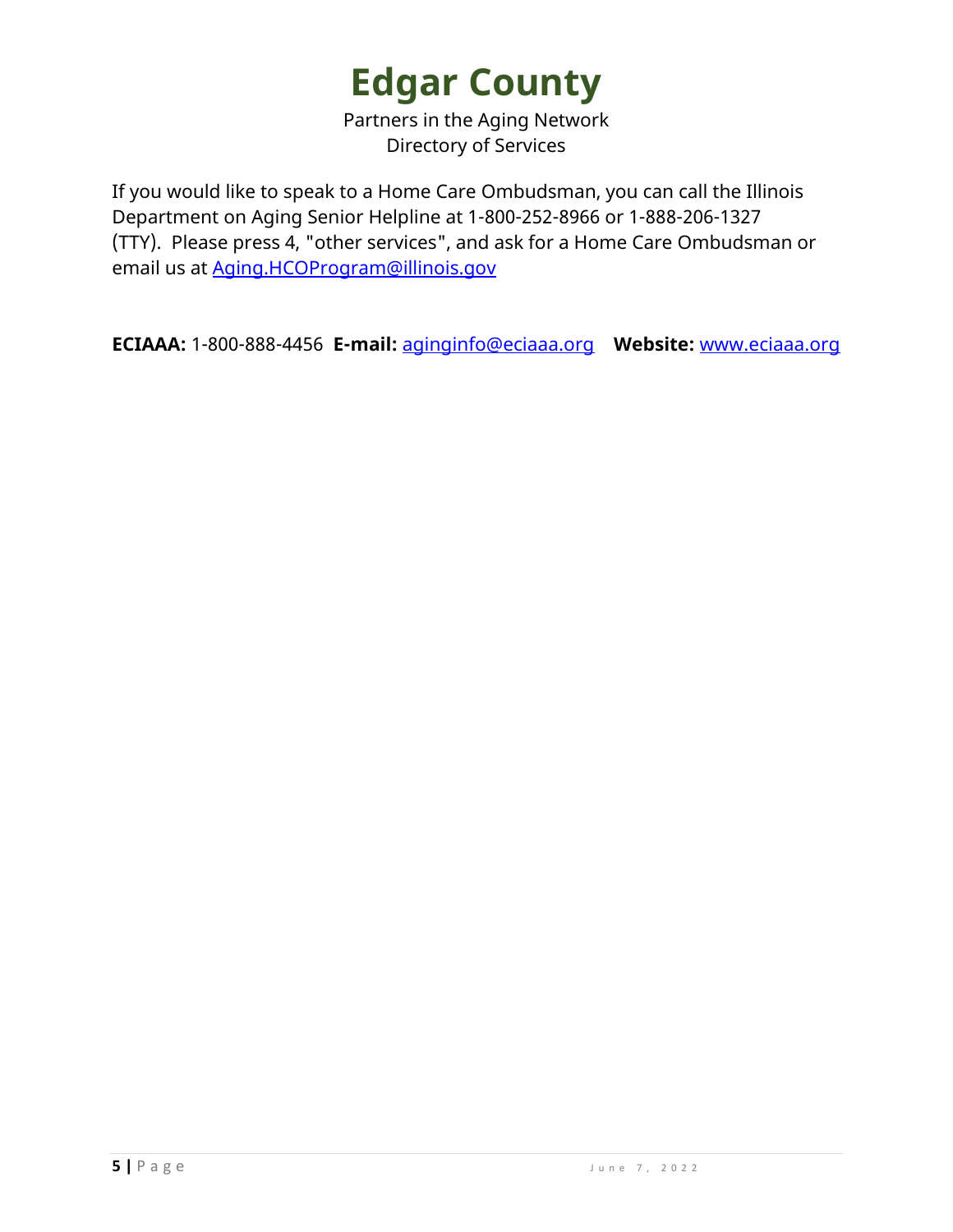# Edgar County

Partners in the Aging Network
Directory of Services

If you would like to speak to a Home Care Ombudsman, you can call the Illinois Department on Aging Senior Helpline at 1-800-252-8966 or 1-888-206-1327 (TTY). Please press 4, "other services", and ask for a Home Care Ombudsman or email us at Aging.HCOProgram@illinois.gov

**ECIAAA:** 1-800-888-4456 **E-mail:** aginginfo@eciaaa.org **Website:** www.eciaaa.org